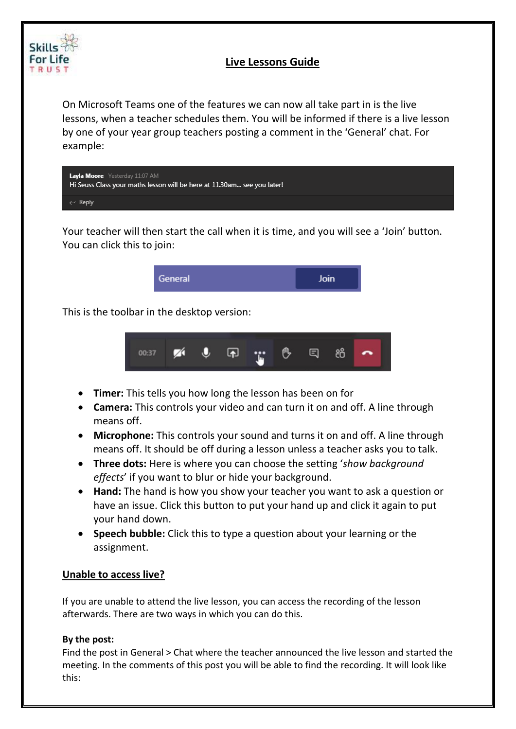# Live Lessons Guide

On Microsoft Teams one of the features we can now all take part in is the live lessons, when a teacher schedules them. You will be informed if there is a live lesson by one of your year group teachers posting a comment in the 'General' chat. For example:

Your teacher will then start the call when it is time, and you will see a 'Join' button. You can click this to join:

This is the toolbar in the desktop version:

- **Timer:** This tells you how long the lesson has been on for
- **Camera:** This controls your video and can turn it on and off. A line through means off.
- **Microphone:** This controls your sound and turns it on and off. A line through means off. It should be off during a lesson unless a teacher asks you to talk.
- **Three dots:** Here is where you can choose the setting '*show background effects*' if you want to blur or hide your background.
- **Hand:** The hand is how you show your teacher you want to ask a question or have an issue. Click this button to put your hand up and click it again to put your hand down.
- **Speech bubble:** Click this to type a question about your learning or the assignment.

## Unable to access live?

If you are unable to attend the live lesson, you can access the recording of the lesson afterwards. There are two ways in which you can do this.

**By the post:**

Find the post in General > Chat where the teacher announced the live lesson and started the meeting. In the comments of this post you will be able to find the recording. It will look like this: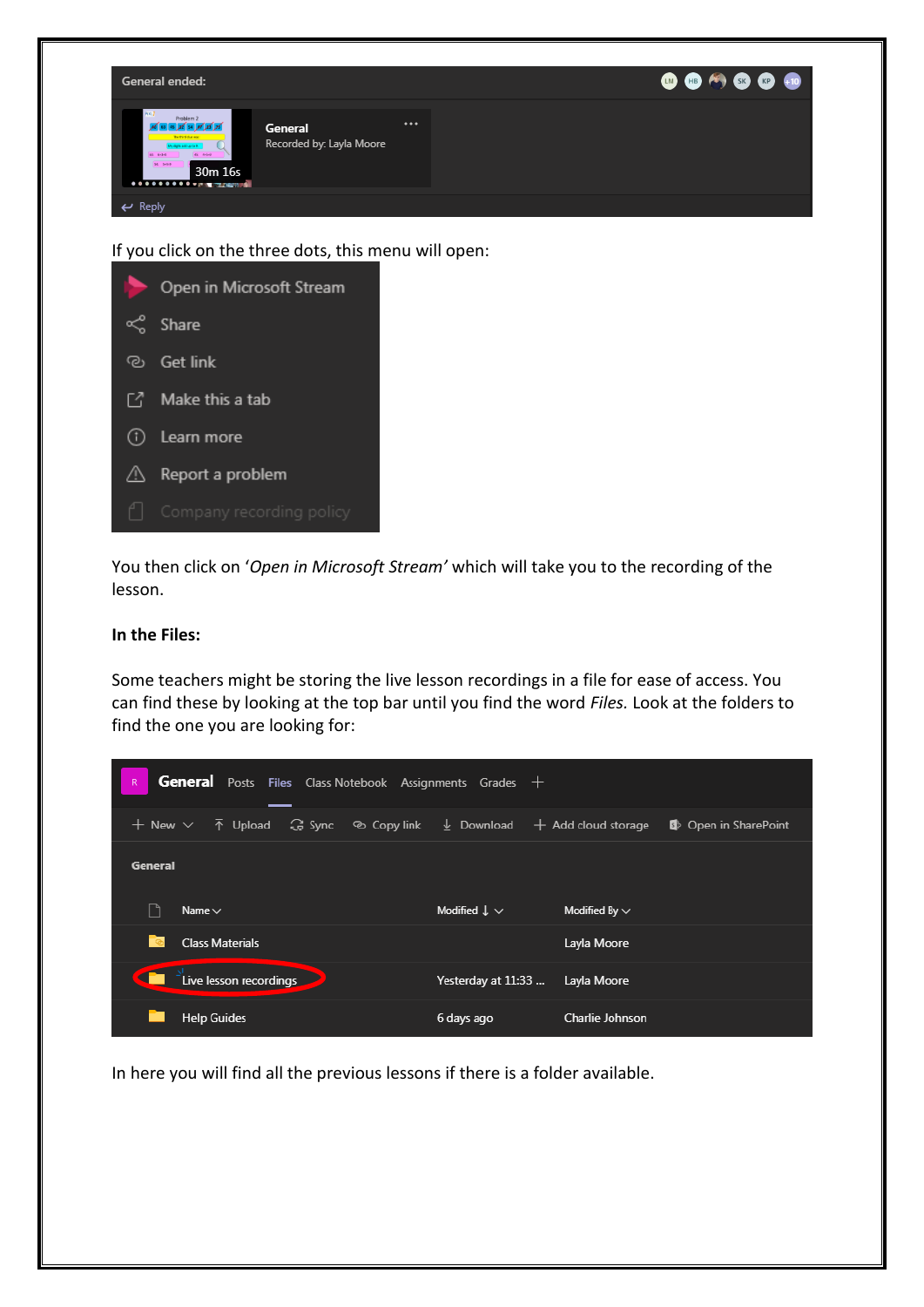If you click on the three dots, this menu will open:

You then click on '*Open in Microsoft Stream*' which will take you to the recording of the lesson.

**In the Files:**

Some teachers might be storing the live lesson recordings in a file for ease of access. You can find these by looking at the top bar until you find the word *Files.* Look at the folders to find the one you are looking for:

In here you will find all the previous lessons if there is a folder available.